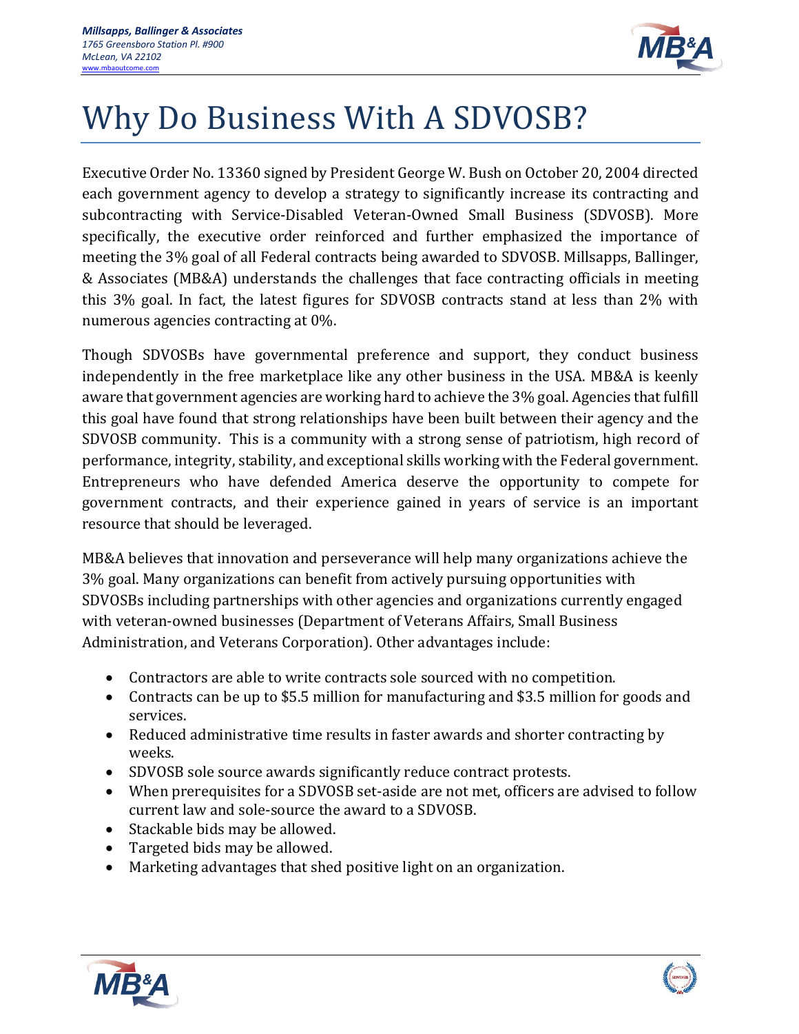***Millsapps, Ballinger & Associates***
*1765 Greensboro Station Pl. #900*
*McLean, VA 22102*
*www.mbaoutcome.com*

# Why Do Business With A SDVOSB?

Executive Order No. 13360 signed by President George W. Bush on October 20, 2004 directed each government agency to develop a strategy to significantly increase its contracting and subcontracting with Service-Disabled Veteran-Owned Small Business (SDVOSB). More specifically, the executive order reinforced and further emphasized the importance of meeting the 3% goal of all Federal contracts being awarded to SDVOSB. Millsapps, Ballinger, & Associates (MB&A) understands the challenges that face contracting officials in meeting this 3% goal. In fact, the latest figures for SDVOSB contracts stand at less than 2% with numerous agencies contracting at 0%.

Though SDVOSBs have governmental preference and support, they conduct business independently in the free marketplace like any other business in the USA. MB&A is keenly aware that government agencies are working hard to achieve the 3% goal. Agencies that fulfill this goal have found that strong relationships have been built between their agency and the SDVOSB community. This is a community with a strong sense of patriotism, high record of performance, integrity, stability, and exceptional skills working with the Federal government. Entrepreneurs who have defended America deserve the opportunity to compete for government contracts, and their experience gained in years of service is an important resource that should be leveraged.

MB&A believes that innovation and perseverance will help many organizations achieve the 3% goal. Many organizations can benefit from actively pursuing opportunities with SDVOSBs including partnerships with other agencies and organizations currently engaged with veteran-owned businesses (Department of Veterans Affairs, Small Business Administration, and Veterans Corporation). Other advantages include:

- Contractors are able to write contracts sole sourced with no competition.
- Contracts can be up to $5.5 million for manufacturing and $3.5 million for goods and services.
- Reduced administrative time results in faster awards and shorter contracting by weeks.
- SDVOSB sole source awards significantly reduce contract protests.
- When prerequisites for a SDVOSB set-aside are not met, officers are advised to follow current law and sole-source the award to a SDVOSB.
- Stackable bids may be allowed.
- Targeted bids may be allowed.
- Marketing advantages that shed positive light on an organization.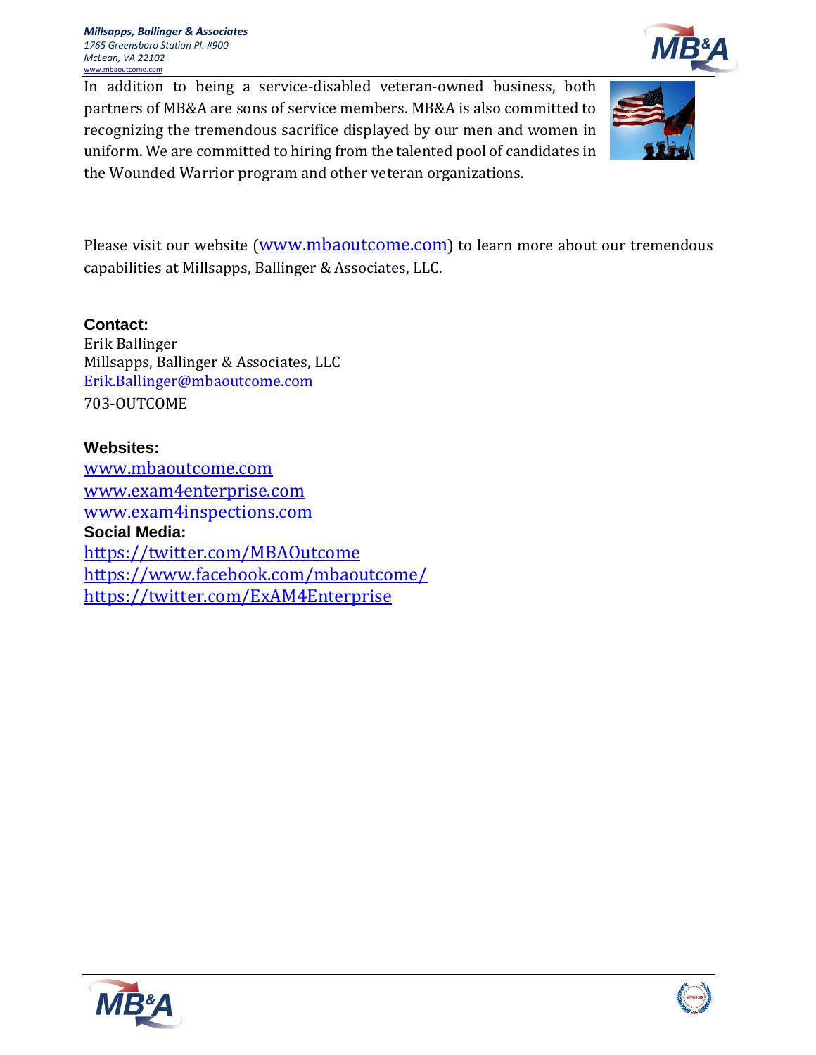In addition to being a service-disabled veteran-owned business, both partners of MB&A are sons of service members. MB&A is also committed to recognizing the tremendous sacrifice displayed by our men and women in uniform. We are committed to hiring from the talented pool of candidates in the Wounded Warrior program and other veteran organizations.

Please visit our website ([www.mbaoutcome.com](http://www.mbaoutcome.com)) to learn more about our tremendous capabilities at Millsapps, Ballinger & Associates, LLC.

**Contact:**
Erik Ballinger
Millsapps, Ballinger & Associates, LLC
[Erik.Ballinger@mbaoutcome.com](mailto:Erik.Ballinger@mbaoutcome.com)
703-OUTCOME

**Websites:**
[www.mbaoutcome.com](http://www.mbaoutcome.com)
[www.exam4enterprise.com](http://www.exam4enterprise.com)
[www.exam4inspections.com](http://www.exam4inspections.com)

**Social Media:**
[https://twitter.com/MBAOutcome](https://twitter.com/MBAOutcome)
[https://www.facebook.com/mbaoutcome/](https://www.facebook.com/mbaoutcome/)
[https://twitter.com/ExAM4Enterprise](https://twitter.com/ExAM4Enterprise)